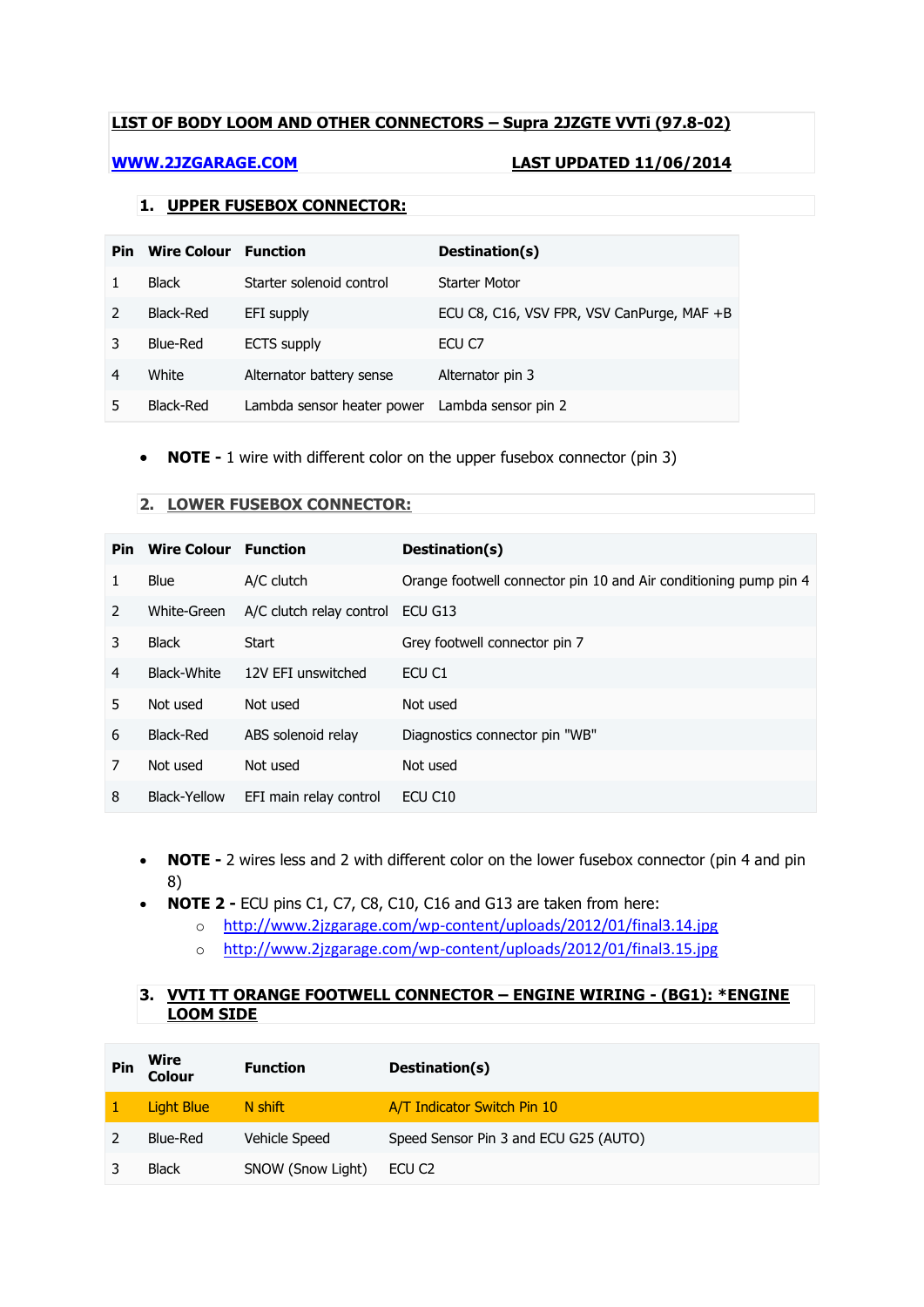# LIST OF BODY LOOM AND OTHER CONNECTORS – Supra 2JZGTE VVTi (97.8-02)

**[WWW.2JZGARAGE.COM](http://WWW.2JZGARAGE.COM)** **LAST UPDATED 11/06/2014**

## 1. UPPER FUSEBOX CONNECTOR:

| Pin | Wire Colour | Function | Destination(s) |
|---|---|---|---|
| 1 | Black | Starter solenoid control | Starter Motor |
| 2 | Black-Red | EFI supply | ECU C8, C16, VSV FPR, VSV CanPurge, MAF +B |
| 3 | Blue-Red | ECTS supply | ECU C7 |
| 4 | White | Alternator battery sense | Alternator pin 3 |
| 5 | Black-Red | Lambda sensor heater power | Lambda sensor pin 2 |

- **NOTE -** 1 wire with different color on the upper fusebox connector (pin 3)

## 2. LOWER FUSEBOX CONNECTOR:

| Pin | Wire Colour | Function | Destination(s) |
|---|---|---|---|
| 1 | Blue | A/C clutch | Orange footwell connector pin 10 and Air conditioning pump pin 4 |
| 2 | White-Green | A/C clutch relay control | ECU G13 |
| 3 | Black | Start | Grey footwell connector pin 7 |
| 4 | Black-White | 12V EFI unswitched | ECU C1 |
| 5 | Not used | Not used | Not used |
| 6 | Black-Red | ABS solenoid relay | Diagnostics connector pin "WB" |
| 7 | Not used | Not used | Not used |
| 8 | Black-Yellow | EFI main relay control | ECU C10 |

- **NOTE -** 2 wires less and 2 with different color on the lower fusebox connector (pin 4 and pin 8)
- **NOTE 2 -** ECU pins C1, C7, C8, C10, C16 and G13 are taken from here:
  - http://www.2jzgarage.com/wp-content/uploads/2012/01/final3.14.jpg
  - http://www.2jzgarage.com/wp-content/uploads/2012/01/final3.15.jpg

## 3. VVTI TT ORANGE FOOTWELL CONNECTOR – ENGINE WIRING - (BG1): *ENGINE LOOM SIDE

| Pin | Wire Colour | Function | Destination(s) |
|---|---|---|---|
| 1 | Light Blue | N shift | A/T Indicator Switch Pin 10 |
| 2 | Blue-Red | Vehicle Speed | Speed Sensor Pin 3 and ECU G25 (AUTO) |
| 3 | Black | SNOW (Snow Light) | ECU C2 |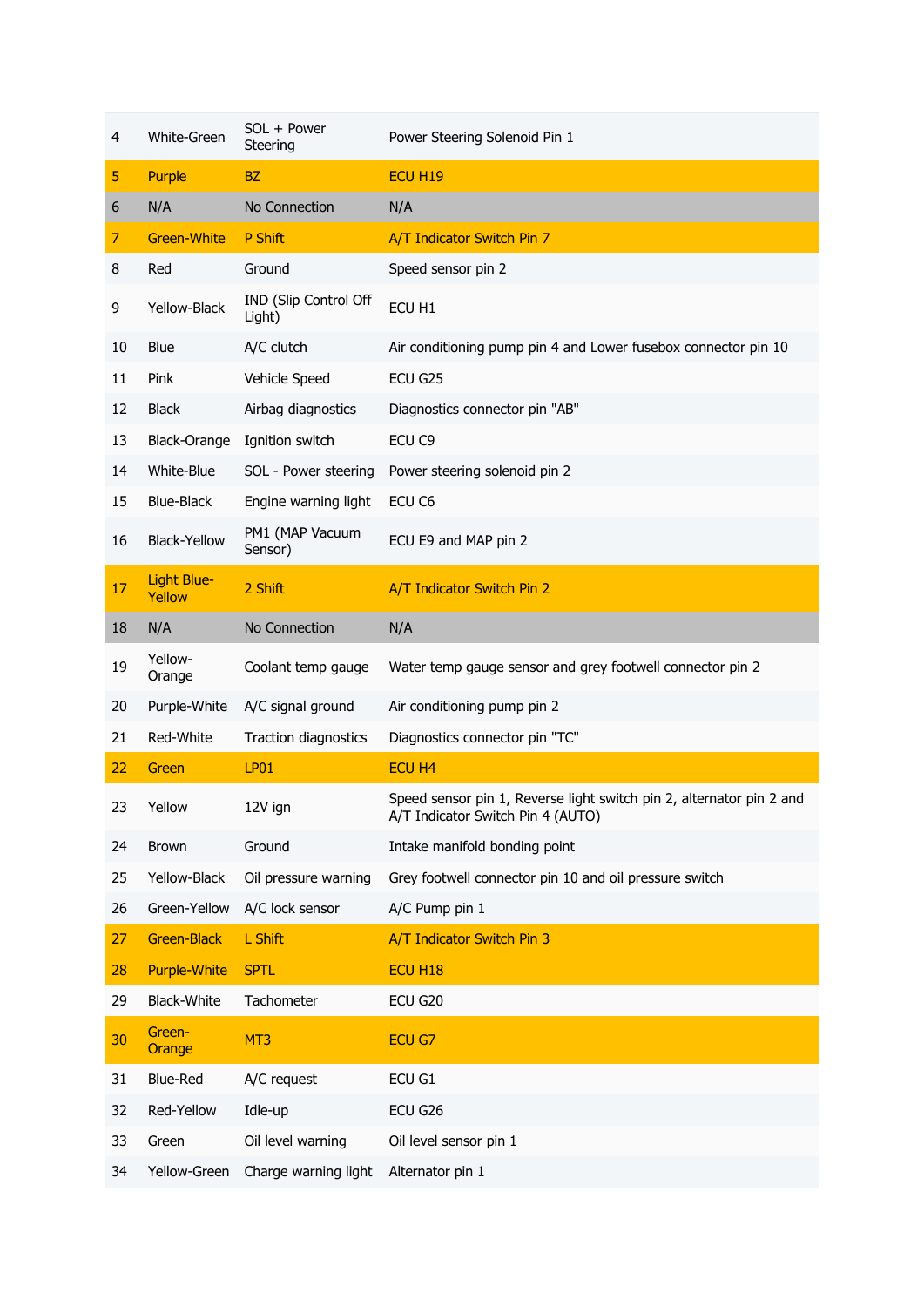| 4 | White-Green | SOL + Power Steering | Power Steering Solenoid Pin 1 |
|---|---|---|---|
| 5 | Purple | BZ | ECU H19 |
| 6 | N/A | No Connection | N/A |
| 7 | Green-White | P Shift | A/T Indicator Switch Pin 7 |
| 8 | Red | Ground | Speed sensor pin 2 |
| 9 | Yellow-Black | IND (Slip Control Off Light) | ECU H1 |
| 10 | Blue | A/C clutch | Air conditioning pump pin 4 and Lower fusebox connector pin 10 |
| 11 | Pink | Vehicle Speed | ECU G25 |
| 12 | Black | Airbag diagnostics | Diagnostics connector pin "AB" |
| 13 | Black-Orange | Ignition switch | ECU C9 |
| 14 | White-Blue | SOL - Power steering | Power steering solenoid pin 2 |
| 15 | Blue-Black | Engine warning light | ECU C6 |
| 16 | Black-Yellow | PM1 (MAP Vacuum Sensor) | ECU E9 and MAP pin 2 |
| 17 | Light Blue-Yellow | 2 Shift | A/T Indicator Switch Pin 2 |
| 18 | N/A | No Connection | N/A |
| 19 | Yellow-Orange | Coolant temp gauge | Water temp gauge sensor and grey footwell connector pin 2 |
| 20 | Purple-White | A/C signal ground | Air conditioning pump pin 2 |
| 21 | Red-White | Traction diagnostics | Diagnostics connector pin "TC" |
| 22 | Green | LP01 | ECU H4 |
| 23 | Yellow | 12V ign | Speed sensor pin 1, Reverse light switch pin 2, alternator pin 2 and A/T Indicator Switch Pin 4 (AUTO) |
| 24 | Brown | Ground | Intake manifold bonding point |
| 25 | Yellow-Black | Oil pressure warning | Grey footwell connector pin 10 and oil pressure switch |
| 26 | Green-Yellow | A/C lock sensor | A/C Pump pin 1 |
| 27 | Green-Black | L Shift | A/T Indicator Switch Pin 3 |
| 28 | Purple-White | SPTL | ECU H18 |
| 29 | Black-White | Tachometer | ECU G20 |
| 30 | Green-Orange | MT3 | ECU G7 |
| 31 | Blue-Red | A/C request | ECU G1 |
| 32 | Red-Yellow | Idle-up | ECU G26 |
| 33 | Green | Oil level warning | Oil level sensor pin 1 |
| 34 | Yellow-Green | Charge warning light | Alternator pin 1 |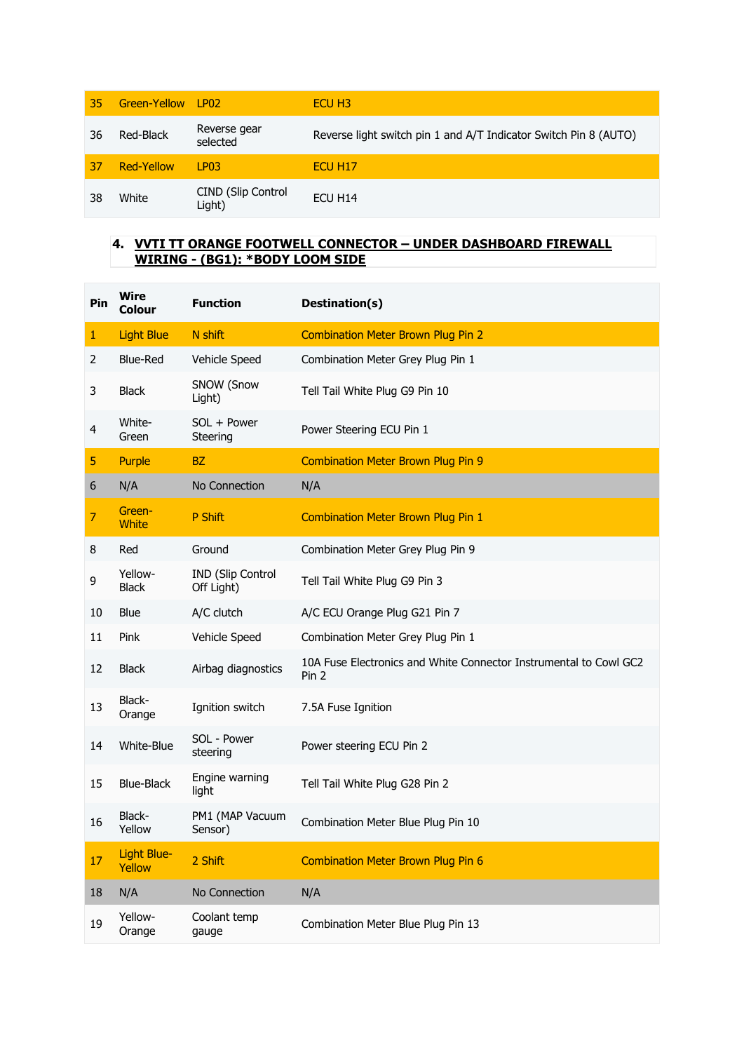| | | | |
|---|---|---|---|
| 35 | Green-Yellow | LP02 | ECU H3 |
| 36 | Red-Black | Reverse gear selected | Reverse light switch pin 1 and A/T Indicator Switch Pin 8 (AUTO) |
| 37 | Red-Yellow | LP03 | ECU H17 |
| 38 | White | CIND (Slip Control Light) | ECU H14 |

## 4. VVTI TT ORANGE FOOTWELL CONNECTOR – UNDER DASHBOARD FIREWALL WIRING - (BG1): *BODY LOOM SIDE

| Pin | Wire Colour | Function | Destination(s) |
|---|---|---|---|
| 1 | Light Blue | N shift | Combination Meter Brown Plug Pin 2 |
| 2 | Blue-Red | Vehicle Speed | Combination Meter Grey Plug Pin 1 |
| 3 | Black | SNOW (Snow Light) | Tell Tail White Plug G9 Pin 10 |
| 4 | White-Green | SOL + Power Steering | Power Steering ECU Pin 1 |
| 5 | Purple | BZ | Combination Meter Brown Plug Pin 9 |
| 6 | N/A | No Connection | N/A |
| 7 | Green-White | P Shift | Combination Meter Brown Plug Pin 1 |
| 8 | Red | Ground | Combination Meter Grey Plug Pin 9 |
| 9 | Yellow-Black | IND (Slip Control Off Light) | Tell Tail White Plug G9 Pin 3 |
| 10 | Blue | A/C clutch | A/C ECU Orange Plug G21 Pin 7 |
| 11 | Pink | Vehicle Speed | Combination Meter Grey Plug Pin 1 |
| 12 | Black | Airbag diagnostics | 10A Fuse Electronics and White Connector Instrumental to Cowl GC2 Pin 2 |
| 13 | Black-Orange | Ignition switch | 7.5A Fuse Ignition |
| 14 | White-Blue | SOL - Power steering | Power steering ECU Pin 2 |
| 15 | Blue-Black | Engine warning light | Tell Tail White Plug G28 Pin 2 |
| 16 | Black-Yellow | PM1 (MAP Vacuum Sensor) | Combination Meter Blue Plug Pin 10 |
| 17 | Light Blue-Yellow | 2 Shift | Combination Meter Brown Plug Pin 6 |
| 18 | N/A | No Connection | N/A |
| 19 | Yellow-Orange | Coolant temp gauge | Combination Meter Blue Plug Pin 13 |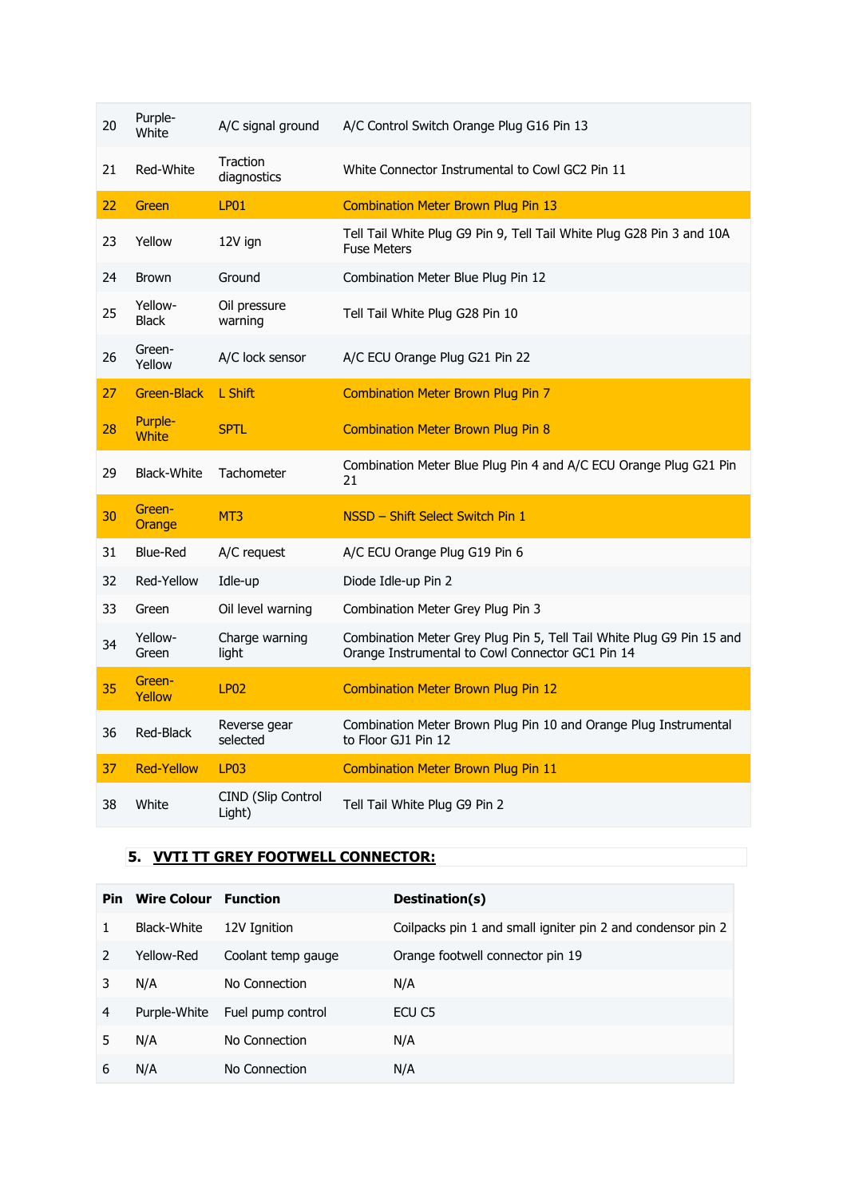| | | | |
|---|---|---|---|
| 20 | Purple-White | A/C signal ground | A/C Control Switch Orange Plug G16 Pin 13 |
| 21 | Red-White | Traction diagnostics | White Connector Instrumental to Cowl GC2 Pin 11 |
| 22 | Green | LP01 | Combination Meter Brown Plug Pin 13 |
| 23 | Yellow | 12V ign | Tell Tail White Plug G9 Pin 9, Tell Tail White Plug G28 Pin 3 and 10A Fuse Meters |
| 24 | Brown | Ground | Combination Meter Blue Plug Pin 12 |
| 25 | Yellow-Black | Oil pressure warning | Tell Tail White Plug G28 Pin 10 |
| 26 | Green-Yellow | A/C lock sensor | A/C ECU Orange Plug G21 Pin 22 |
| 27 | Green-Black | L Shift | Combination Meter Brown Plug Pin 7 |
| 28 | Purple-White | SPTL | Combination Meter Brown Plug Pin 8 |
| 29 | Black-White | Tachometer | Combination Meter Blue Plug Pin 4 and A/C ECU Orange Plug G21 Pin 21 |
| 30 | Green-Orange | MT3 | NSSD – Shift Select Switch Pin 1 |
| 31 | Blue-Red | A/C request | A/C ECU Orange Plug G19 Pin 6 |
| 32 | Red-Yellow | Idle-up | Diode Idle-up Pin 2 |
| 33 | Green | Oil level warning | Combination Meter Grey Plug Pin 3 |
| 34 | Yellow-Green | Charge warning light | Combination Meter Grey Plug Pin 5, Tell Tail White Plug G9 Pin 15 and Orange Instrumental to Cowl Connector GC1 Pin 14 |
| 35 | Green-Yellow | LP02 | Combination Meter Brown Plug Pin 12 |
| 36 | Red-Black | Reverse gear selected | Combination Meter Brown Plug Pin 10 and Orange Plug Instrumental to Floor GJ1 Pin 12 |
| 37 | Red-Yellow | LP03 | Combination Meter Brown Plug Pin 11 |
| 38 | White | CIND (Slip Control Light) | Tell Tail White Plug G9 Pin 2 |

## 5. VVTI TT GREY FOOTWELL CONNECTOR:

| Pin | Wire Colour | Function | Destination(s) |
|---|---|---|---|
| 1 | Black-White | 12V Ignition | Coilpacks pin 1 and small igniter pin 2 and condensor pin 2 |
| 2 | Yellow-Red | Coolant temp gauge | Orange footwell connector pin 19 |
| 3 | N/A | No Connection | N/A |
| 4 | Purple-White | Fuel pump control | ECU C5 |
| 5 | N/A | No Connection | N/A |
| 6 | N/A | No Connection | N/A |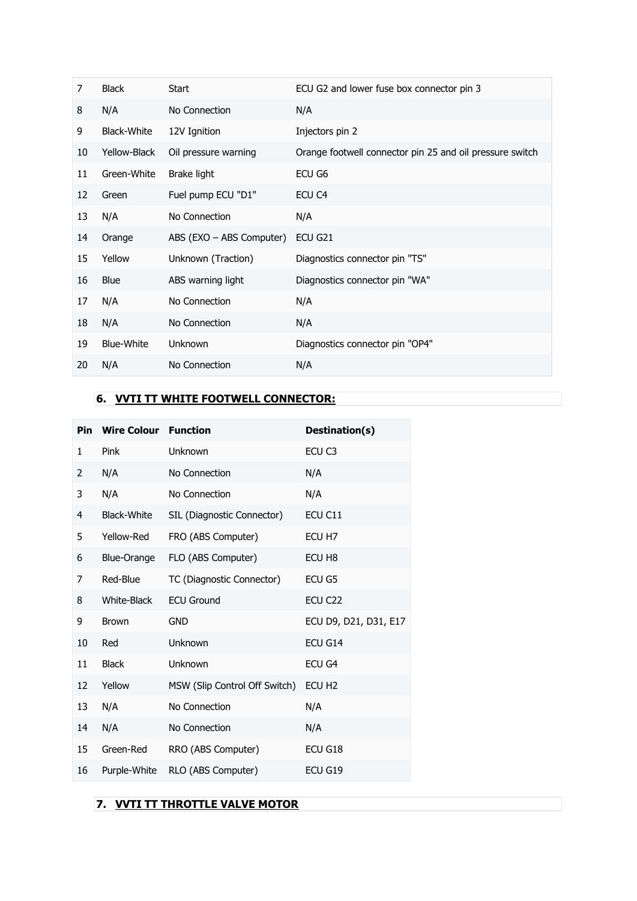| | | | |
|---|---|---|---|
| 7 | Black | Start | ECU G2 and lower fuse box connector pin 3 |
| 8 | N/A | No Connection | N/A |
| 9 | Black-White | 12V Ignition | Injectors pin 2 |
| 10 | Yellow-Black | Oil pressure warning | Orange footwell connector pin 25 and oil pressure switch |
| 11 | Green-White | Brake light | ECU G6 |
| 12 | Green | Fuel pump ECU "D1" | ECU C4 |
| 13 | N/A | No Connection | N/A |
| 14 | Orange | ABS (EXO – ABS Computer) | ECU G21 |
| 15 | Yellow | Unknown (Traction) | Diagnostics connector pin "TS" |
| 16 | Blue | ABS warning light | Diagnostics connector pin "WA" |
| 17 | N/A | No Connection | N/A |
| 18 | N/A | No Connection | N/A |
| 19 | Blue-White | Unknown | Diagnostics connector pin "OP4" |
| 20 | N/A | No Connection | N/A |

## 6. VVTI TT WHITE FOOTWELL CONNECTOR:

| Pin | Wire Colour | Function | Destination(s) |
|---|---|---|---|
| 1 | Pink | Unknown | ECU C3 |
| 2 | N/A | No Connection | N/A |
| 3 | N/A | No Connection | N/A |
| 4 | Black-White | SIL (Diagnostic Connector) | ECU C11 |
| 5 | Yellow-Red | FRO (ABS Computer) | ECU H7 |
| 6 | Blue-Orange | FLO (ABS Computer) | ECU H8 |
| 7 | Red-Blue | TC (Diagnostic Connector) | ECU G5 |
| 8 | White-Black | ECU Ground | ECU C22 |
| 9 | Brown | GND | ECU D9, D21, D31, E17 |
| 10 | Red | Unknown | ECU G14 |
| 11 | Black | Unknown | ECU G4 |
| 12 | Yellow | MSW (Slip Control Off Switch) | ECU H2 |
| 13 | N/A | No Connection | N/A |
| 14 | N/A | No Connection | N/A |
| 15 | Green-Red | RRO (ABS Computer) | ECU G18 |
| 16 | Purple-White | RLO (ABS Computer) | ECU G19 |

## 7. VVTI TT THROTTLE VALVE MOTOR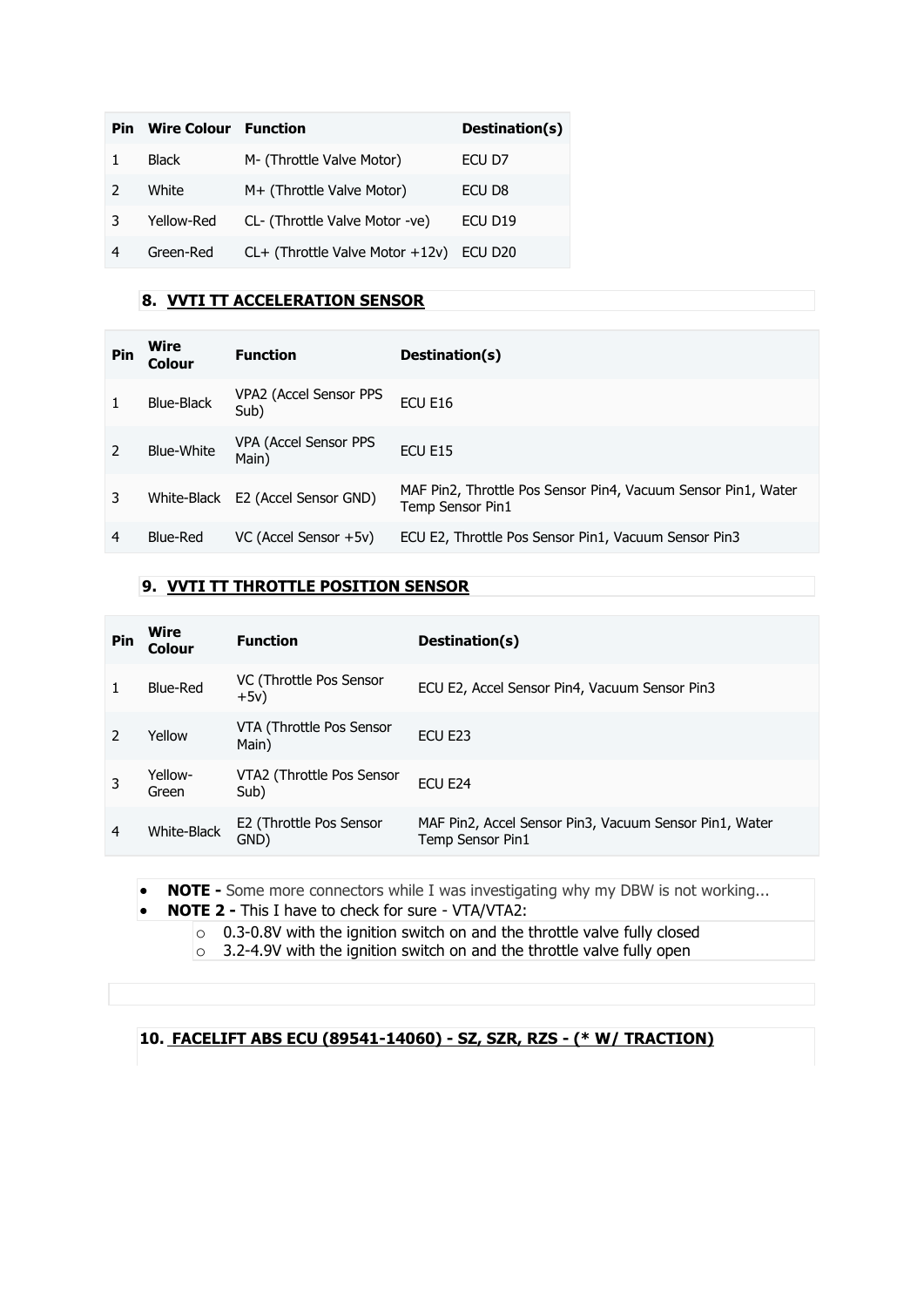| Pin | Wire Colour | Function | Destination(s) |
|---|---|---|---|
| 1 | Black | M- (Throttle Valve Motor) | ECU D7 |
| 2 | White | M+ (Throttle Valve Motor) | ECU D8 |
| 3 | Yellow-Red | CL- (Throttle Valve Motor -ve) | ECU D19 |
| 4 | Green-Red | CL+ (Throttle Valve Motor +12v) | ECU D20 |

## 8. VVTI TT ACCELERATION SENSOR

| Pin | Wire Colour | Function | Destination(s) |
|---|---|---|---|
| 1 | Blue-Black | VPA2 (Accel Sensor PPS Sub) | ECU E16 |
| 2 | Blue-White | VPA (Accel Sensor PPS Main) | ECU E15 |
| 3 | White-Black | E2 (Accel Sensor GND) | MAF Pin2, Throttle Pos Sensor Pin4, Vacuum Sensor Pin1, Water Temp Sensor Pin1 |
| 4 | Blue-Red | VC (Accel Sensor +5v) | ECU E2, Throttle Pos Sensor Pin1, Vacuum Sensor Pin3 |

## 9. VVTI TT THROTTLE POSITION SENSOR

| Pin | Wire Colour | Function | Destination(s) |
|---|---|---|---|
| 1 | Blue-Red | VC (Throttle Pos Sensor +5v) | ECU E2, Accel Sensor Pin4, Vacuum Sensor Pin3 |
| 2 | Yellow | VTA (Throttle Pos Sensor Main) | ECU E23 |
| 3 | Yellow-Green | VTA2 (Throttle Pos Sensor Sub) | ECU E24 |
| 4 | White-Black | E2 (Throttle Pos Sensor GND) | MAF Pin2, Accel Sensor Pin3, Vacuum Sensor Pin1, Water Temp Sensor Pin1 |

- **NOTE -** Some more connectors while I was investigating why my DBW is not working...
- **NOTE 2 -** This I have to check for sure - VTA/VTA2:
  - 0.3-0.8V with the ignition switch on and the throttle valve fully closed
  - 3.2-4.9V with the ignition switch on and the throttle valve fully open

## 10. FACELIFT ABS ECU (89541-14060) - SZ, SZR, RZS - (* W/ TRACTION)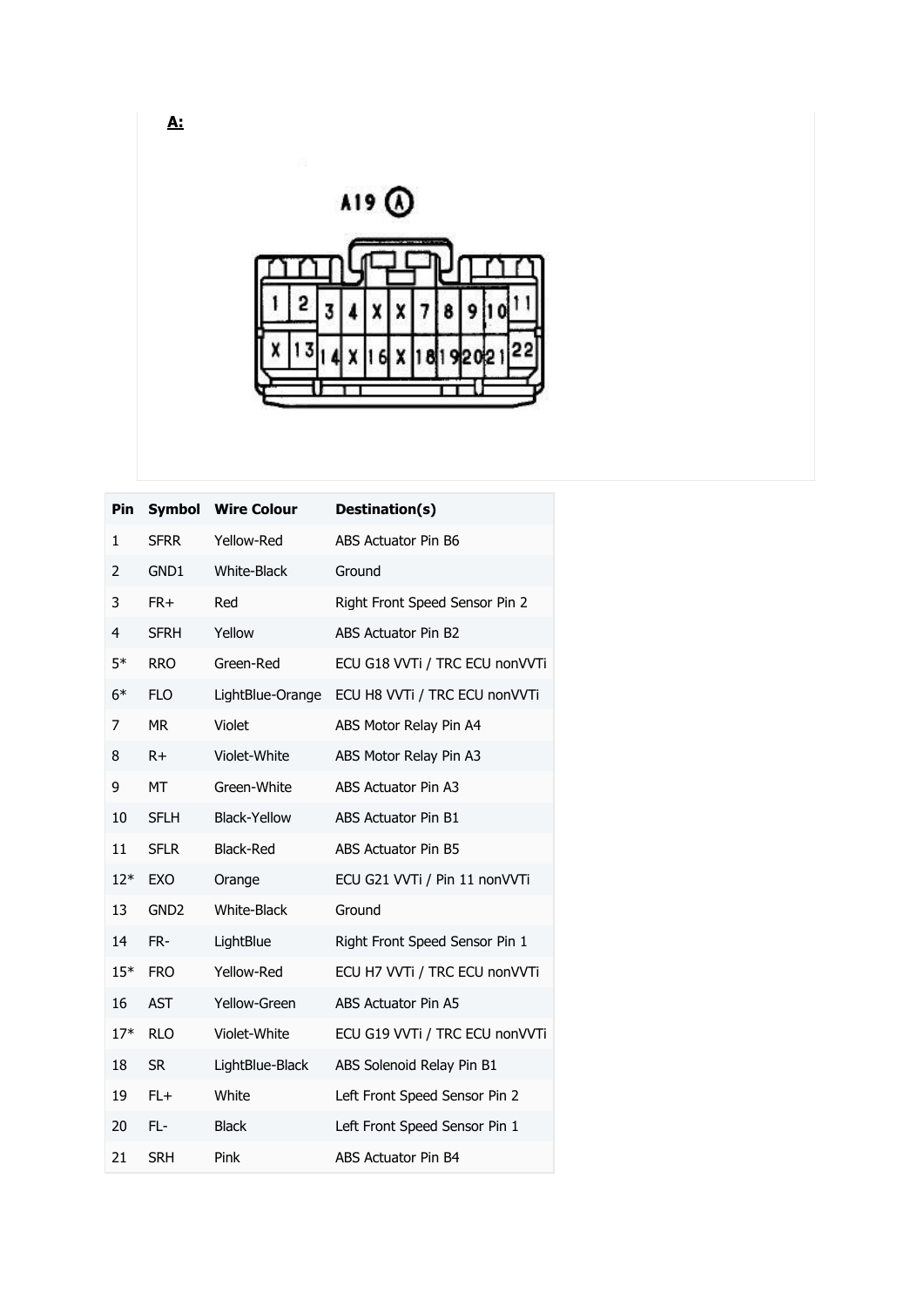**A:**

A19 (A)

| 1 | 2 | 3 | 4 | X | X | 7 | 8 | 9 | 10 | 11 |
|---|---|---|---|---|---|---|---|---|---|---|
| X | 13 | 14 | X | 16 | X | 18 | 19 | 20 | 21 | 22 |

| Pin | Symbol | Wire Colour | Destination(s) |
|---|---|---|---|
| 1 | SFRR | Yellow-Red | ABS Actuator Pin B6 |
| 2 | GND1 | White-Black | Ground |
| 3 | FR+ | Red | Right Front Speed Sensor Pin 2 |
| 4 | SFRH | Yellow | ABS Actuator Pin B2 |
| 5* | RRO | Green-Red | ECU G18 VVTi / TRC ECU nonVVTi |
| 6* | FLO | LightBlue-Orange | ECU H8 VVTi / TRC ECU nonVVTi |
| 7 | MR | Violet | ABS Motor Relay Pin A4 |
| 8 | R+ | Violet-White | ABS Motor Relay Pin A3 |
| 9 | MT | Green-White | ABS Actuator Pin A3 |
| 10 | SFLH | Black-Yellow | ABS Actuator Pin B1 |
| 11 | SFLR | Black-Red | ABS Actuator Pin B5 |
| 12* | EXO | Orange | ECU G21 VVTi / Pin 11 nonVVTi |
| 13 | GND2 | White-Black | Ground |
| 14 | FR- | LightBlue | Right Front Speed Sensor Pin 1 |
| 15* | FRO | Yellow-Red | ECU H7 VVTi / TRC ECU nonVVTi |
| 16 | AST | Yellow-Green | ABS Actuator Pin A5 |
| 17* | RLO | Violet-White | ECU G19 VVTi / TRC ECU nonVVTi |
| 18 | SR | LightBlue-Black | ABS Solenoid Relay Pin B1 |
| 19 | FL+ | White | Left Front Speed Sensor Pin 2 |
| 20 | FL- | Black | Left Front Speed Sensor Pin 1 |
| 21 | SRH | Pink | ABS Actuator Pin B4 |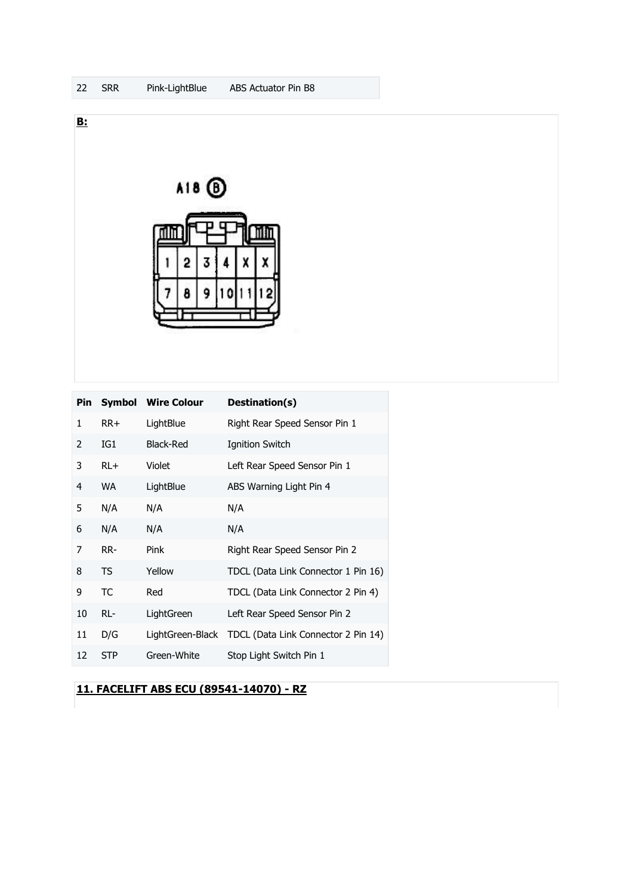| 22 | SRR | Pink-LightBlue | ABS Actuator Pin B8 |
|---|---|---|---|

**B:**

| Pin | Symbol | Wire Colour | Destination(s) |
|---|---|---|---|
| 1 | RR+ | LightBlue | Right Rear Speed Sensor Pin 1 |
| 2 | IG1 | Black-Red | Ignition Switch |
| 3 | RL+ | Violet | Left Rear Speed Sensor Pin 1 |
| 4 | WA | LightBlue | ABS Warning Light Pin 4 |
| 5 | N/A | N/A | N/A |
| 6 | N/A | N/A | N/A |
| 7 | RR- | Pink | Right Rear Speed Sensor Pin 2 |
| 8 | TS | Yellow | TDCL (Data Link Connector 1 Pin 16) |
| 9 | TC | Red | TDCL (Data Link Connector 2 Pin 4) |
| 10 | RL- | LightGreen | Left Rear Speed Sensor Pin 2 |
| 11 | D/G | LightGreen-Black | TDCL (Data Link Connector 2 Pin 14) |
| 12 | STP | Green-White | Stop Light Switch Pin 1 |

## **11. FACELIFT ABS ECU (89541-14070) - RZ**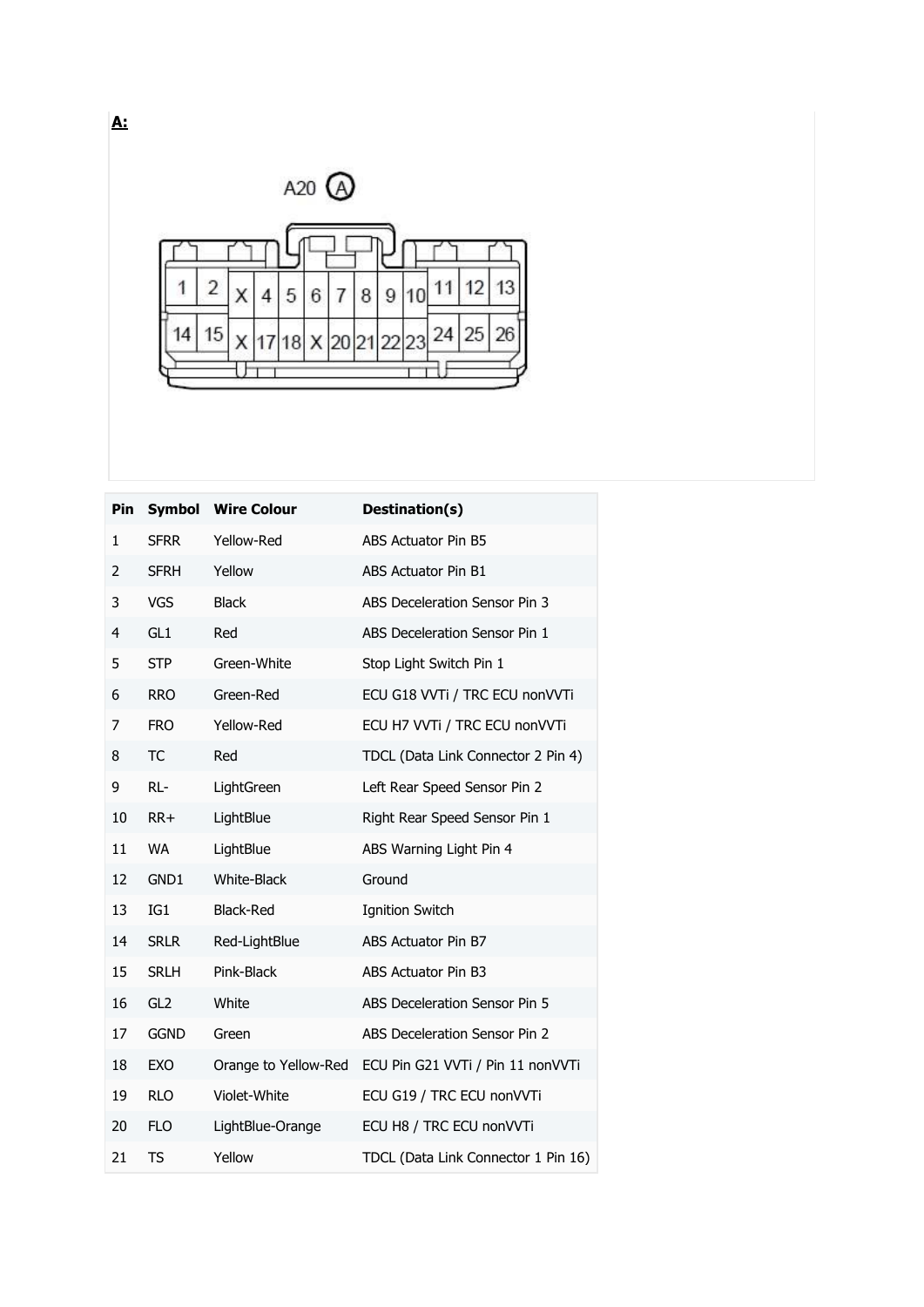**A:**

A20 (A)

| 1 | 2 | X | 4 | 5 | 6 | 7 | 8 | 9 | 10 | 11 | 12 | 13 |
|---|---|---|---|---|---|---|---|---|---|---|---|---|
| 14 | 15 | X | 17 | 18 | X | 20 | 21 | 22 | 23 | 24 | 25 | 26 |

| Pin | Symbol | Wire Colour | Destination(s) |
|---|---|---|---|
| 1 | SFRR | Yellow-Red | ABS Actuator Pin B5 |
| 2 | SFRH | Yellow | ABS Actuator Pin B1 |
| 3 | VGS | Black | ABS Deceleration Sensor Pin 3 |
| 4 | GL1 | Red | ABS Deceleration Sensor Pin 1 |
| 5 | STP | Green-White | Stop Light Switch Pin 1 |
| 6 | RRO | Green-Red | ECU G18 VVTi / TRC ECU nonVVTi |
| 7 | FRO | Yellow-Red | ECU H7 VVTi / TRC ECU nonVVTi |
| 8 | TC | Red | TDCL (Data Link Connector 2 Pin 4) |
| 9 | RL- | LightGreen | Left Rear Speed Sensor Pin 2 |
| 10 | RR+ | LightBlue | Right Rear Speed Sensor Pin 1 |
| 11 | WA | LightBlue | ABS Warning Light Pin 4 |
| 12 | GND1 | White-Black | Ground |
| 13 | IG1 | Black-Red | Ignition Switch |
| 14 | SRLR | Red-LightBlue | ABS Actuator Pin B7 |
| 15 | SRLH | Pink-Black | ABS Actuator Pin B3 |
| 16 | GL2 | White | ABS Deceleration Sensor Pin 5 |
| 17 | GGND | Green | ABS Deceleration Sensor Pin 2 |
| 18 | EXO | Orange to Yellow-Red | ECU Pin G21 VVTi / Pin 11 nonVVTi |
| 19 | RLO | Violet-White | ECU G19 / TRC ECU nonVVTi |
| 20 | FLO | LightBlue-Orange | ECU H8 / TRC ECU nonVVTi |
| 21 | TS | Yellow | TDCL (Data Link Connector 1 Pin 16) |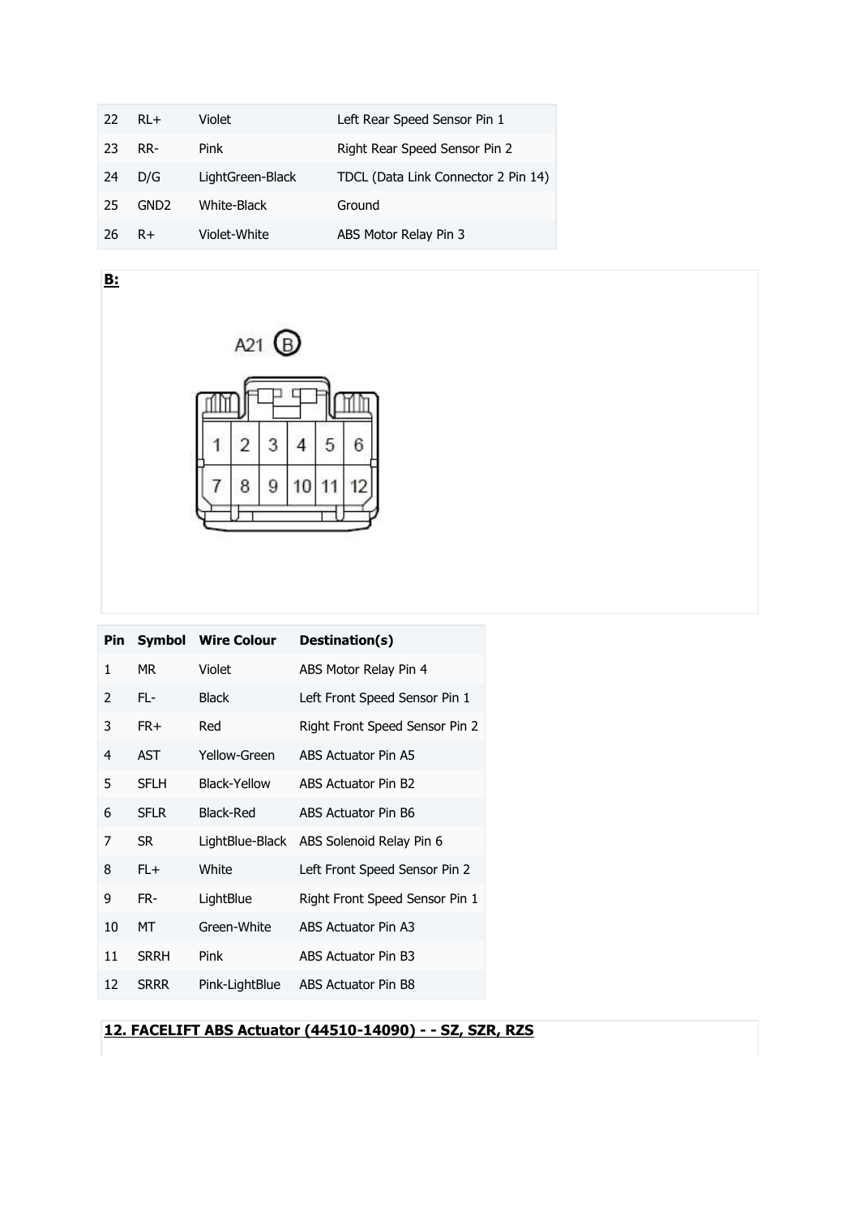| 22 | RL+ | Violet | Left Rear Speed Sensor Pin 1 |
|---|---|---|---|
| 23 | RR- | Pink | Right Rear Speed Sensor Pin 2 |
| 24 | D/G | LightGreen-Black | TDCL (Data Link Connector 2 Pin 14) |
| 25 | GND2 | White-Black | Ground |
| 26 | R+ | Violet-White | ABS Motor Relay Pin 3 |

**B:**

A21 (B)

| 1 | 2 | 3 | 4 | 5 | 6 |
|---|---|---|---|---|---|
| 7 | 8 | 9 | 10 | 11 | 12 |

| Pin | Symbol | Wire Colour | Destination(s) |
|---|---|---|---|
| 1 | MR | Violet | ABS Motor Relay Pin 4 |
| 2 | FL- | Black | Left Front Speed Sensor Pin 1 |
| 3 | FR+ | Red | Right Front Speed Sensor Pin 2 |
| 4 | AST | Yellow-Green | ABS Actuator Pin A5 |
| 5 | SFLH | Black-Yellow | ABS Actuator Pin B2 |
| 6 | SFLR | Black-Red | ABS Actuator Pin B6 |
| 7 | SR | LightBlue-Black | ABS Solenoid Relay Pin 6 |
| 8 | FL+ | White | Left Front Speed Sensor Pin 2 |
| 9 | FR- | LightBlue | Right Front Speed Sensor Pin 1 |
| 10 | MT | Green-White | ABS Actuator Pin A3 |
| 11 | SRRH | Pink | ABS Actuator Pin B3 |
| 12 | SRRR | Pink-LightBlue | ABS Actuator Pin B8 |

**12. FACELIFT ABS Actuator (44510-14090) - - SZ, SZR, RZS**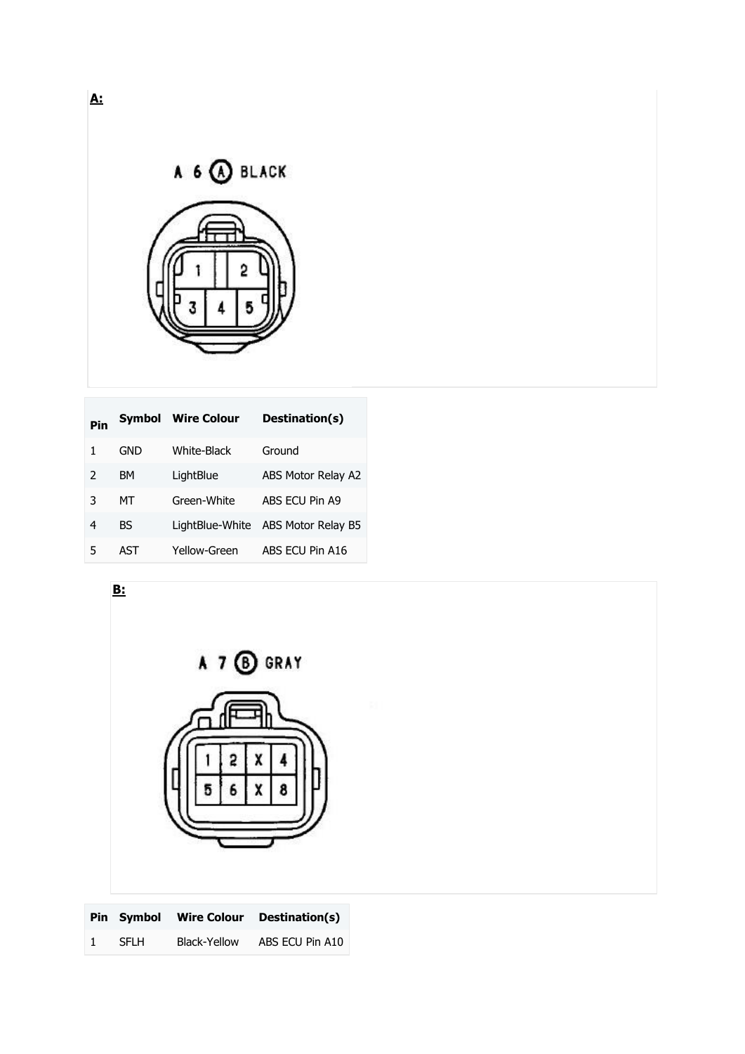**A:**

A 6 (A) BLACK

| Pin | Symbol | Wire Colour | Destination(s) |
| --- | --- | --- | --- |
| 1 | GND | White-Black | Ground |
| 2 | BM | LightBlue | ABS Motor Relay A2 |
| 3 | MT | Green-White | ABS ECU Pin A9 |
| 4 | BS | LightBlue-White | ABS Motor Relay B5 |
| 5 | AST | Yellow-Green | ABS ECU Pin A16 |

**B:**

A 7 (B) GRAY

| Pin | Symbol | Wire Colour | Destination(s) |
| --- | --- | --- | --- |
| 1 | SFLH | Black-Yellow | ABS ECU Pin A10 |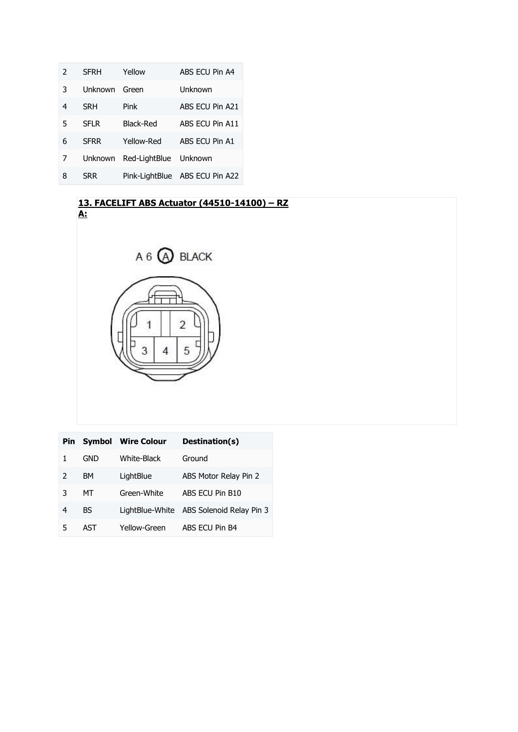| 2 | SFRH | Yellow | ABS ECU Pin A4 |
|---|---|---|---|
| 3 | Unknown | Green | Unknown |
| 4 | SRH | Pink | ABS ECU Pin A21 |
| 5 | SFLR | Black-Red | ABS ECU Pin A11 |
| 6 | SFRR | Yellow-Red | ABS ECU Pin A1 |
| 7 | Unknown | Red-LightBlue | Unknown |
| 8 | SRR | Pink-LightBlue | ABS ECU Pin A22 |

**13. FACELIFT ABS Actuator (44510-14100) – RZ A:**

A 6 (A) BLACK

| Pin | Symbol | Wire Colour | Destination(s) |
|---|---|---|---|
| 1 | GND | White-Black | Ground |
| 2 | BM | LightBlue | ABS Motor Relay Pin 2 |
| 3 | MT | Green-White | ABS ECU Pin B10 |
| 4 | BS | LightBlue-White | ABS Solenoid Relay Pin 3 |
| 5 | AST | Yellow-Green | ABS ECU Pin B4 |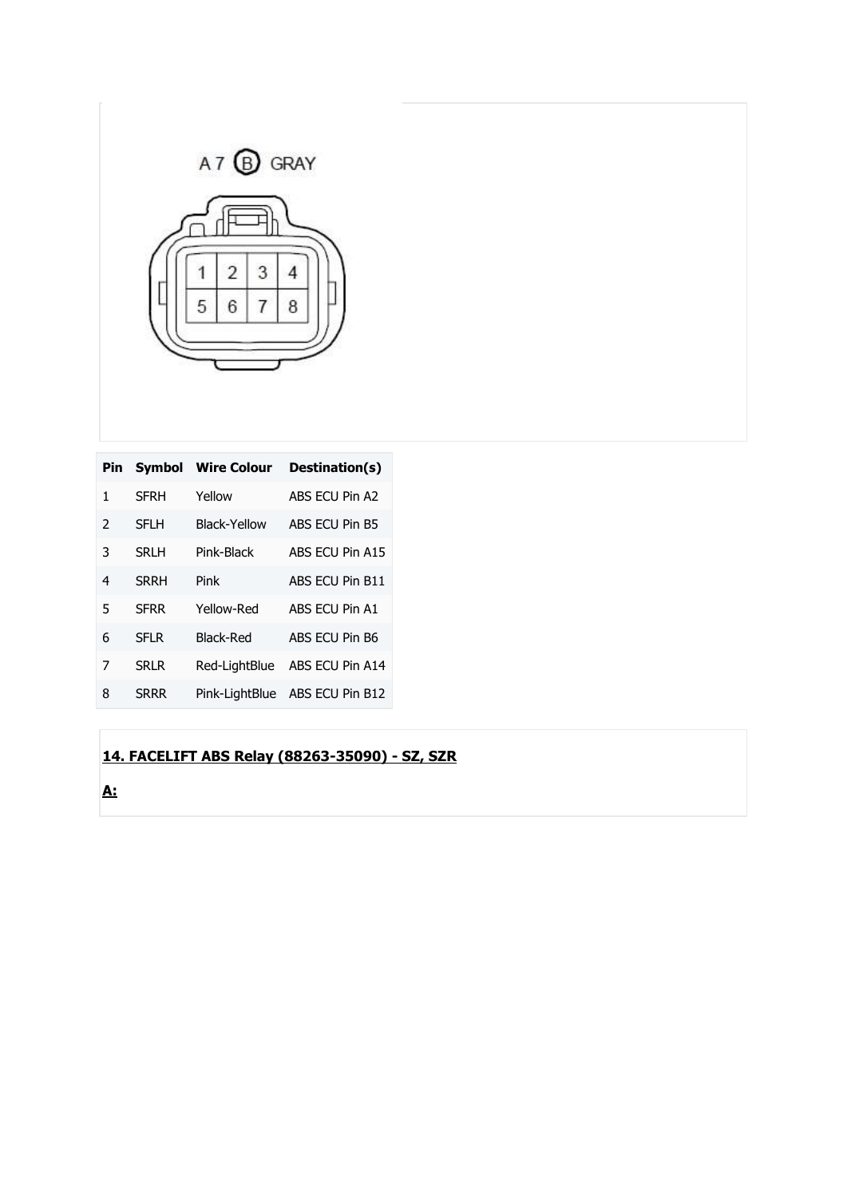A 7 (B) GRAY

| Pin | Symbol | Wire Colour | Destination(s) |
|---|---|---|---|
| 1 | SFRH | Yellow | ABS ECU Pin A2 |
| 2 | SFLH | Black-Yellow | ABS ECU Pin B5 |
| 3 | SRLH | Pink-Black | ABS ECU Pin A15 |
| 4 | SRRH | Pink | ABS ECU Pin B11 |
| 5 | SFRR | Yellow-Red | ABS ECU Pin A1 |
| 6 | SFLR | Black-Red | ABS ECU Pin B6 |
| 7 | SRLR | Red-LightBlue | ABS ECU Pin A14 |
| 8 | SRRR | Pink-LightBlue | ABS ECU Pin B12 |

**14. FACELIFT ABS Relay (88263-35090) - SZ, SZR**

**A:**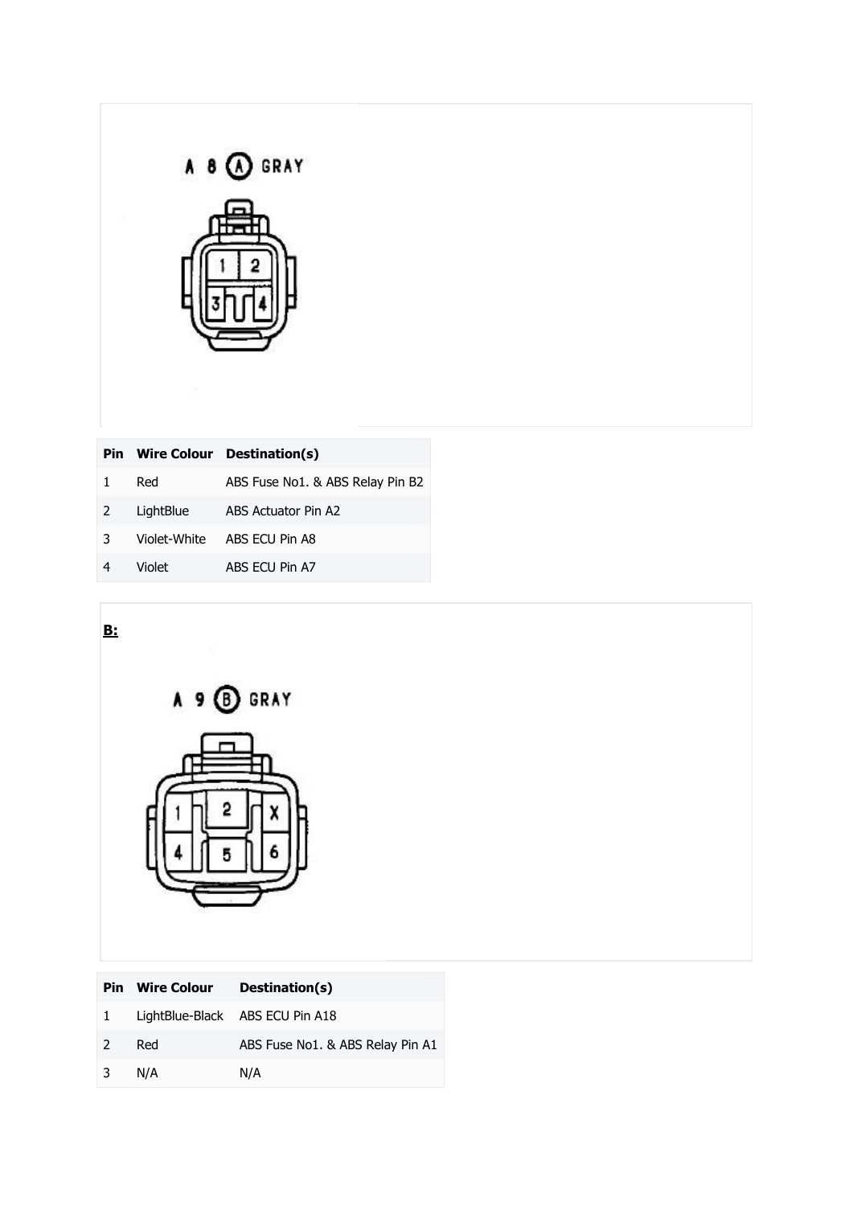A 8 (A) GRAY

| Pin | Wire Colour | Destination(s) |
|---|---|---|
| 1 | Red | ABS Fuse No1. & ABS Relay Pin B2 |
| 2 | LightBlue | ABS Actuator Pin A2 |
| 3 | Violet-White | ABS ECU Pin A8 |
| 4 | Violet | ABS ECU Pin A7 |

**B:**

A 9 (B) GRAY

| Pin | Wire Colour | Destination(s) |
|---|---|---|
| 1 | LightBlue-Black | ABS ECU Pin A18 |
| 2 | Red | ABS Fuse No1. & ABS Relay Pin A1 |
| 3 | N/A | N/A |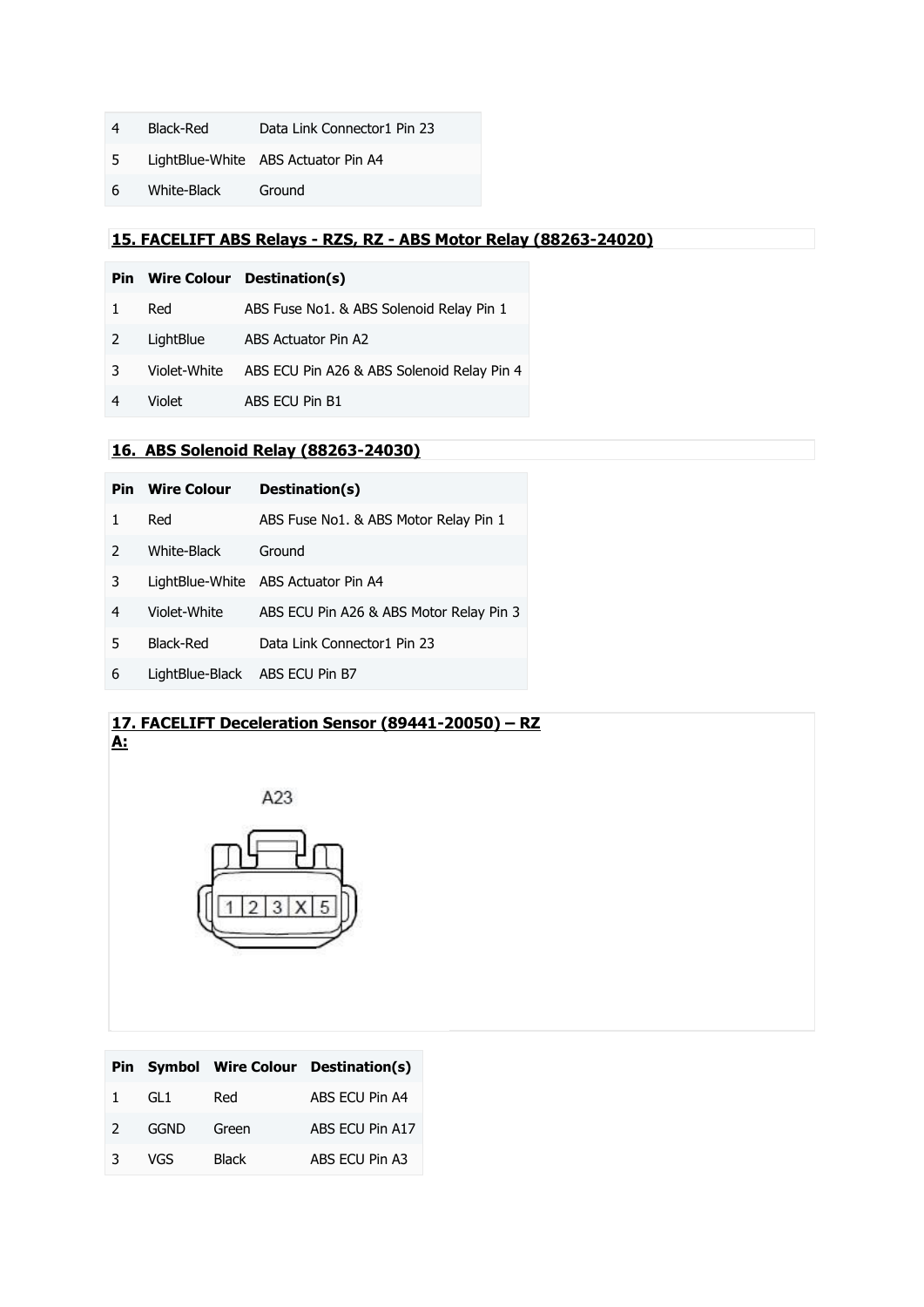| 4 | Black-Red | Data Link Connector1 Pin 23 |
|---|---|---|
| 5 | LightBlue-White | ABS Actuator Pin A4 |
| 6 | White-Black | Ground |

## 15. FACELIFT ABS Relays - RZS, RZ - ABS Motor Relay (88263-24020)

| Pin | Wire Colour | Destination(s) |
|---|---|---|
| 1 | Red | ABS Fuse No1. & ABS Solenoid Relay Pin 1 |
| 2 | LightBlue | ABS Actuator Pin A2 |
| 3 | Violet-White | ABS ECU Pin A26 & ABS Solenoid Relay Pin 4 |
| 4 | Violet | ABS ECU Pin B1 |

## 16. ABS Solenoid Relay (88263-24030)

| Pin | Wire Colour | Destination(s) |
|---|---|---|
| 1 | Red | ABS Fuse No1. & ABS Motor Relay Pin 1 |
| 2 | White-Black | Ground |
| 3 | LightBlue-White | ABS Actuator Pin A4 |
| 4 | Violet-White | ABS ECU Pin A26 & ABS Motor Relay Pin 3 |
| 5 | Black-Red | Data Link Connector1 Pin 23 |
| 6 | LightBlue-Black | ABS ECU Pin B7 |

## 17. FACELIFT Deceleration Sensor (89441-20050) – RZ

**A:**

A23

1 2 3 X 5

| Pin | Symbol | Wire Colour | Destination(s) |
|---|---|---|---|
| 1 | GL1 | Red | ABS ECU Pin A4 |
| 2 | GGND | Green | ABS ECU Pin A17 |
| 3 | VGS | Black | ABS ECU Pin A3 |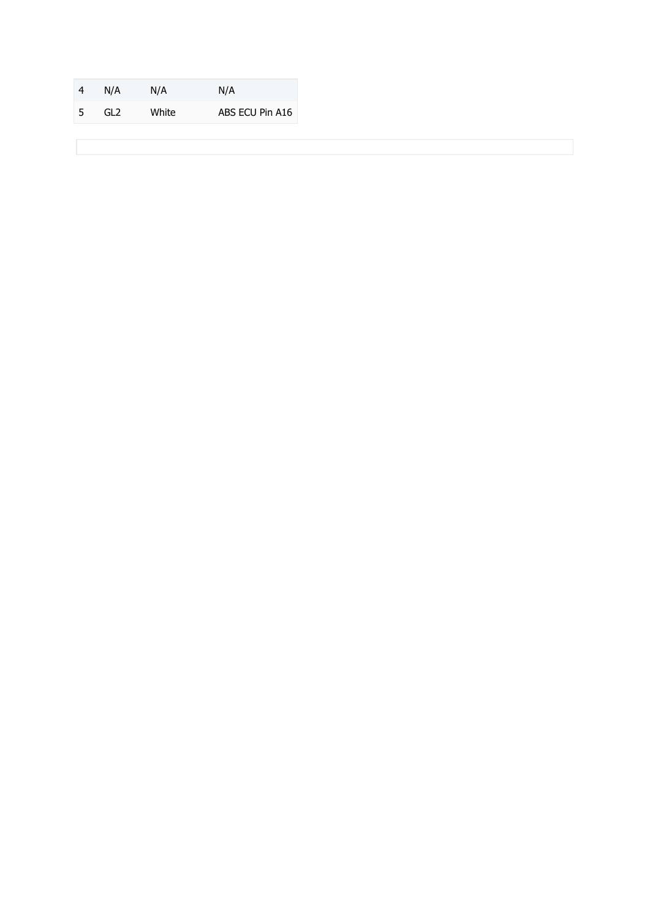| | | | |
|---|---|---|---|
| 4 | N/A | N/A | N/A |
| 5 | GL2 | White | ABS ECU Pin A16 |